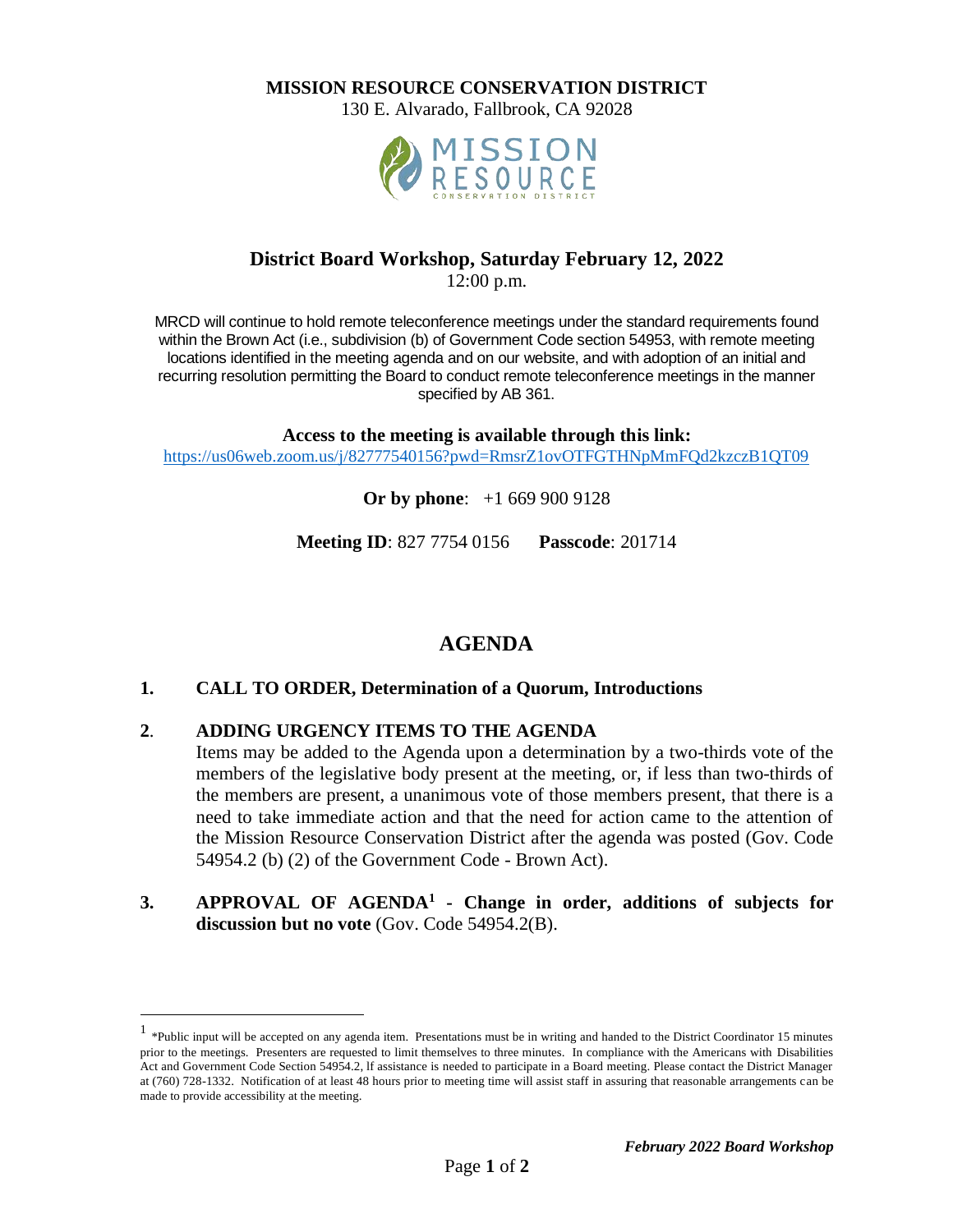# MISSION RESOURCE CONSERVATION DISTRICT

130 E. Alvarado, Fallbrook, CA 92028

## District Board Workshop, Saturday February 12, 2022

12:00 p.m.

MRCD will continue to hold remote teleconference meetings under the standard requirements found within the Brown Act (i.e., subdivision (b) of Government Code section 54953, with remote meeting locations identified in the meeting agenda and on our website, and with adoption of an initial and recurring resolution permitting the Board to conduct remote teleconference meetings in the manner specified by AB 361.

**Access to the meeting is available through this link:**

https://us06web.zoom.us/j/82777540156?pwd=RmsrZ1ovOTFGTHNpMmFQd2kzczB1QT09

**Or by phone**: +1 669 900 9128

**Meeting ID**: 827 7754 0156 **Passcode**: 201714

# AGENDA

**1. CALL TO ORDER, Determination of a Quorum, Introductions**

**2. ADDING URGENCY ITEMS TO THE AGENDA**

Items may be added to the Agenda upon a determination by a two-thirds vote of the members of the legislative body present at the meeting, or, if less than two-thirds of the members are present, a unanimous vote of those members present, that there is a need to take immediate action and that the need for action came to the attention of the Mission Resource Conservation District after the agenda was posted (Gov. Code 54954.2 (b) (2) of the Government Code - Brown Act).

**3. APPROVAL OF AGENDA[1] - Change in order, additions of subjects for discussion but no vote** (Gov. Code 54954.2(B).

---

[1] *Public input will be accepted on any agenda item. Presentations must be in writing and handed to the District Coordinator 15 minutes prior to the meetings. Presenters are requested to limit themselves to three minutes. In compliance with the Americans with Disabilities Act and Government Code Section 54954.2, If assistance is needed to participate in a Board meeting. Please contact the District Manager at (760) 728-1332. Notification of at least 48 hours prior to meeting time will assist staff in assuring that reasonable arrangements can be made to provide accessibility at the meeting.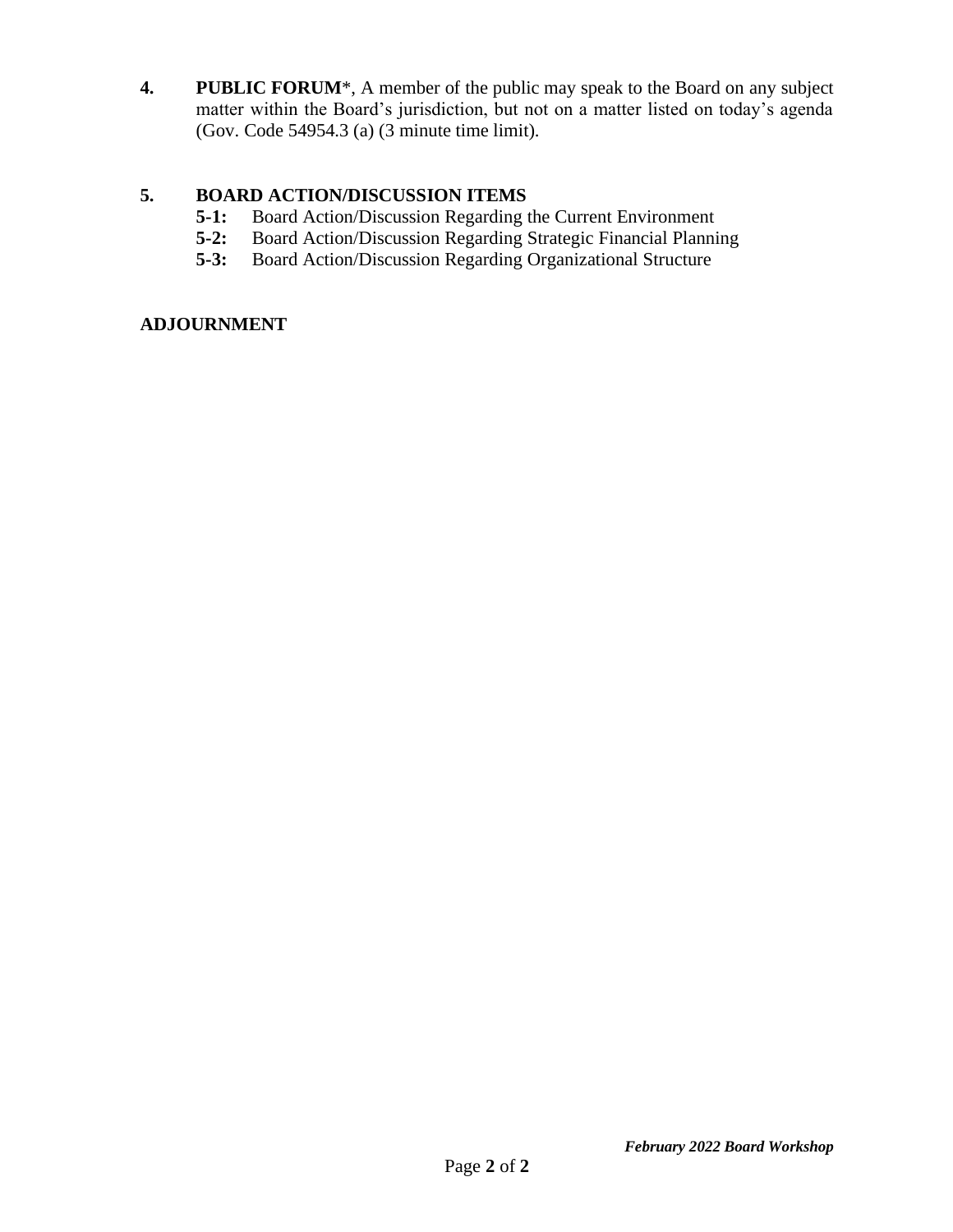**4. PUBLIC FORUM***, A member of the public may speak to the Board on any subject matter within the Board's jurisdiction, but not on a matter listed on today's agenda (Gov. Code 54954.3 (a) (3 minute time limit).

**5. BOARD ACTION/DISCUSSION ITEMS**

**5-1:** Board Action/Discussion Regarding the Current Environment

**5-2:** Board Action/Discussion Regarding Strategic Financial Planning

**5-3:** Board Action/Discussion Regarding Organizational Structure

**ADJOURNMENT**